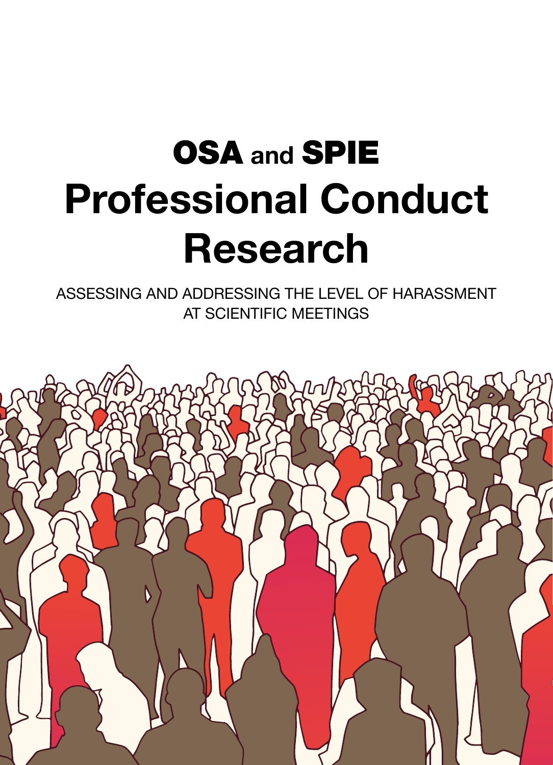# OSA and SPIE Professional Conduct Research

ASSESSING AND ADDRESSING THE LEVEL OF HARASSMENT AT SCIENTIFIC MEETINGS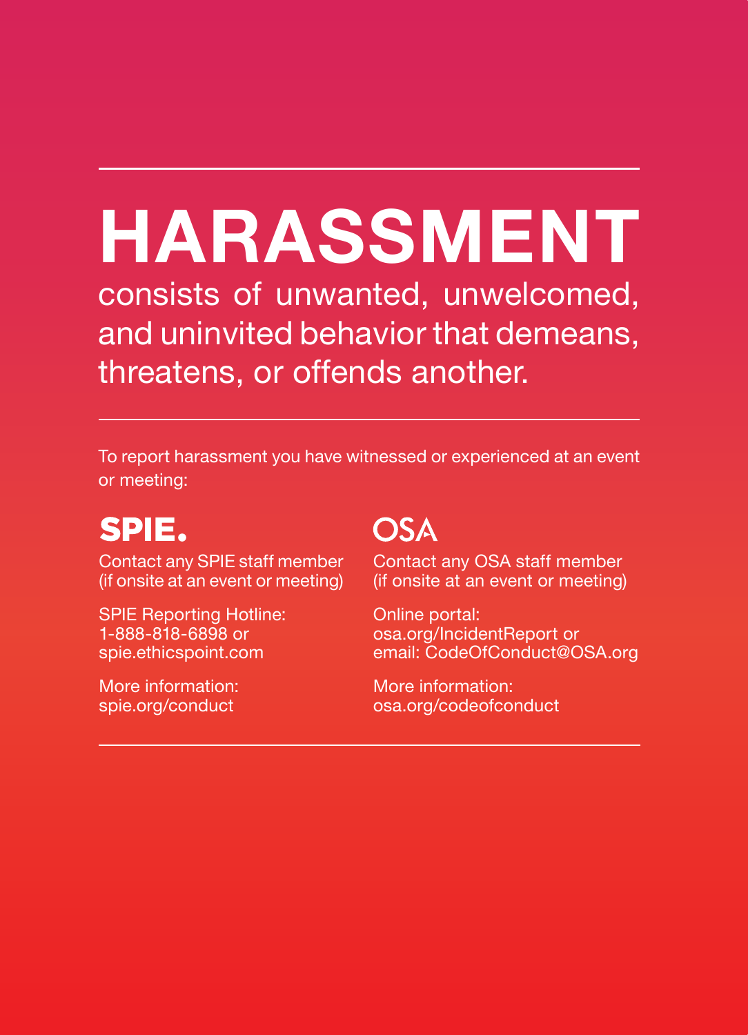# HARASSMENT

consists of unwanted, unwelcomed, and uninvited behavior that demeans, threatens, or offends another.

To report harassment you have witnessed or experienced at an event or meeting:

## SPIE.

Contact any SPIE staff member (if onsite at an event or meeting)

SPIE Reporting Hotline:
1-888-818-6898 or
spie.ethicspoint.com

More information:
spie.org/conduct

## OSA

Contact any OSA staff member (if onsite at an event or meeting)

Online portal:
osa.org/IncidentReport or
email: CodeOfConduct@OSA.org

More information:
osa.org/codeofconduct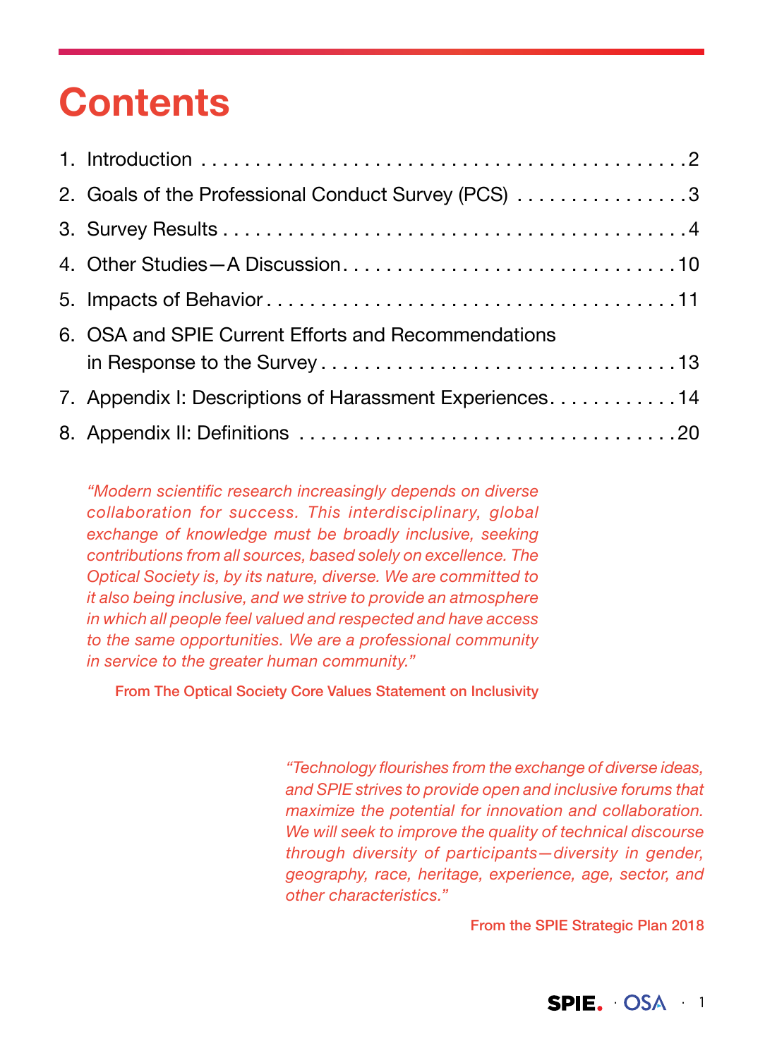# Contents

1. Introduction . . . . . . . . . . . . . . . . . . . . . . . . . . . . . . . . . . . . . . . . . . . 2
2. Goals of the Professional Conduct Survey (PCS) . . . . . . . . . . . . . . . . 3
3. Survey Results . . . . . . . . . . . . . . . . . . . . . . . . . . . . . . . . . . . . . . . . . . 4
4. Other Studies—A Discussion . . . . . . . . . . . . . . . . . . . . . . . . . . . . . . 10
5. Impacts of Behavior . . . . . . . . . . . . . . . . . . . . . . . . . . . . . . . . . . . . . 11
6. OSA and SPIE Current Efforts and Recommendations in Response to the Survey . . . . . . . . . . . . . . . . . . . . . . . . . . . . . . . . 13
7. Appendix I: Descriptions of Harassment Experiences . . . . . . . . . . . . 14
8. Appendix II: Definitions . . . . . . . . . . . . . . . . . . . . . . . . . . . . . . . . . . 20

*"Modern scientific research increasingly depends on diverse collaboration for success. This interdisciplinary, global exchange of knowledge must be broadly inclusive, seeking contributions from all sources, based solely on excellence. The Optical Society is, by its nature, diverse. We are committed to it also being inclusive, and we strive to provide an atmosphere in which all people feel valued and respected and have access to the same opportunities. We are a professional community in service to the greater human community."*

**From The Optical Society Core Values Statement on Inclusivity**

*"Technology flourishes from the exchange of diverse ideas, and SPIE strives to provide open and inclusive forums that maximize the potential for innovation and collaboration. We will seek to improve the quality of technical discourse through diversity of participants—diversity in gender, geography, race, heritage, experience, age, sector, and other characteristics."*

**From the SPIE Strategic Plan 2018**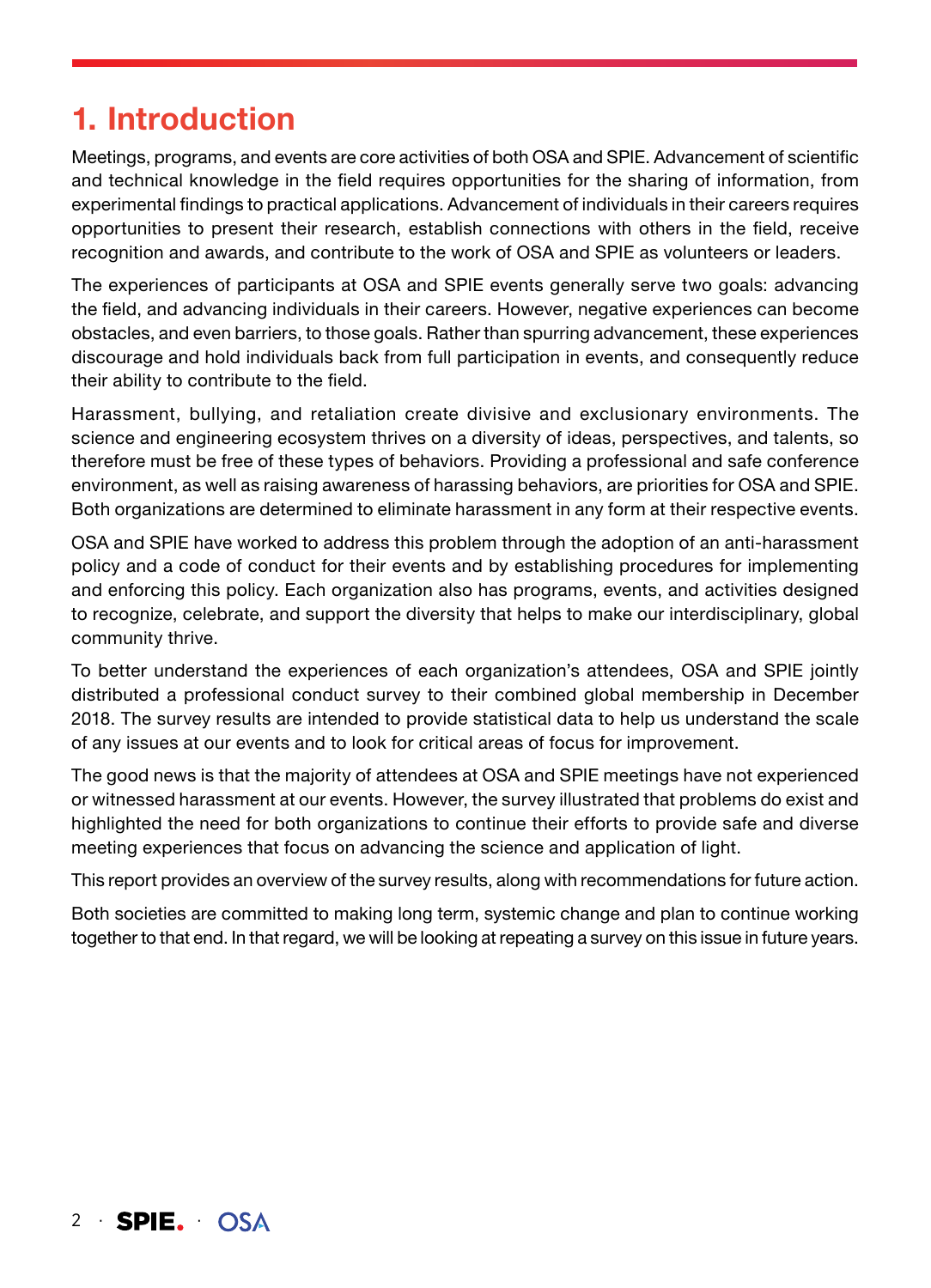# 1. Introduction

Meetings, programs, and events are core activities of both OSA and SPIE. Advancement of scientific and technical knowledge in the field requires opportunities for the sharing of information, from experimental findings to practical applications. Advancement of individuals in their careers requires opportunities to present their research, establish connections with others in the field, receive recognition and awards, and contribute to the work of OSA and SPIE as volunteers or leaders.

The experiences of participants at OSA and SPIE events generally serve two goals: advancing the field, and advancing individuals in their careers. However, negative experiences can become obstacles, and even barriers, to those goals. Rather than spurring advancement, these experiences discourage and hold individuals back from full participation in events, and consequently reduce their ability to contribute to the field.

Harassment, bullying, and retaliation create divisive and exclusionary environments. The science and engineering ecosystem thrives on a diversity of ideas, perspectives, and talents, so therefore must be free of these types of behaviors. Providing a professional and safe conference environment, as well as raising awareness of harassing behaviors, are priorities for OSA and SPIE. Both organizations are determined to eliminate harassment in any form at their respective events.

OSA and SPIE have worked to address this problem through the adoption of an anti-harassment policy and a code of conduct for their events and by establishing procedures for implementing and enforcing this policy. Each organization also has programs, events, and activities designed to recognize, celebrate, and support the diversity that helps to make our interdisciplinary, global community thrive.

To better understand the experiences of each organization's attendees, OSA and SPIE jointly distributed a professional conduct survey to their combined global membership in December 2018. The survey results are intended to provide statistical data to help us understand the scale of any issues at our events and to look for critical areas of focus for improvement.

The good news is that the majority of attendees at OSA and SPIE meetings have not experienced or witnessed harassment at our events. However, the survey illustrated that problems do exist and highlighted the need for both organizations to continue their efforts to provide safe and diverse meeting experiences that focus on advancing the science and application of light.

This report provides an overview of the survey results, along with recommendations for future action.

Both societies are committed to making long term, systemic change and plan to continue working together to that end. In that regard, we will be looking at repeating a survey on this issue in future years.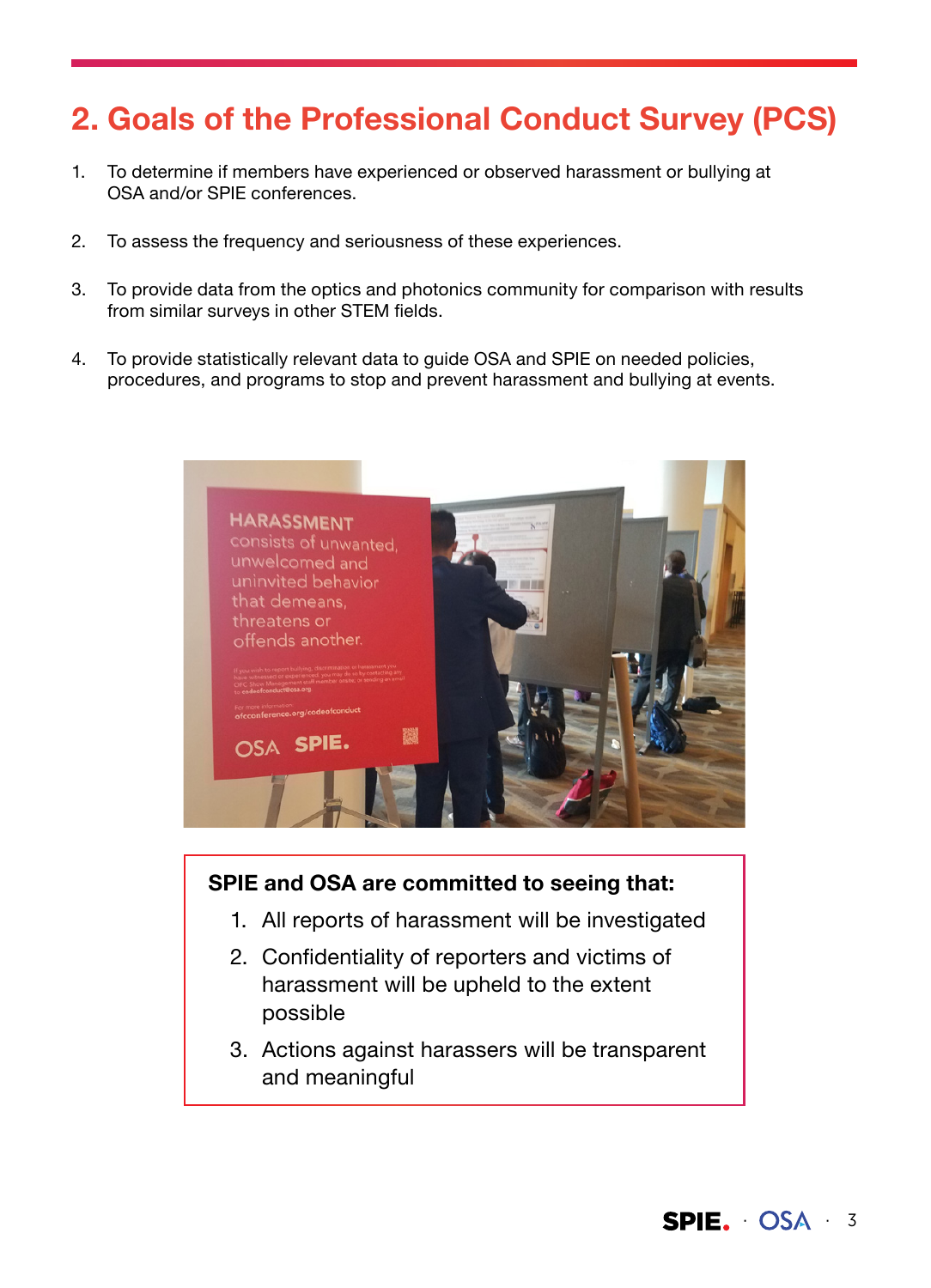## 2. Goals of the Professional Conduct Survey (PCS)

1. To determine if members have experienced or observed harassment or bullying at OSA and/or SPIE conferences.

2. To assess the frequency and seriousness of these experiences.

3. To provide data from the optics and photonics community for comparison with results from similar surveys in other STEM fields.

4. To provide statistically relevant data to guide OSA and SPIE on needed policies, procedures, and programs to stop and prevent harassment and bullying at events.

**SPIE and OSA are committed to seeing that:**

1. All reports of harassment will be investigated
2. Confidentiality of reporters and victims of harassment will be upheld to the extent possible
3. Actions against harassers will be transparent and meaningful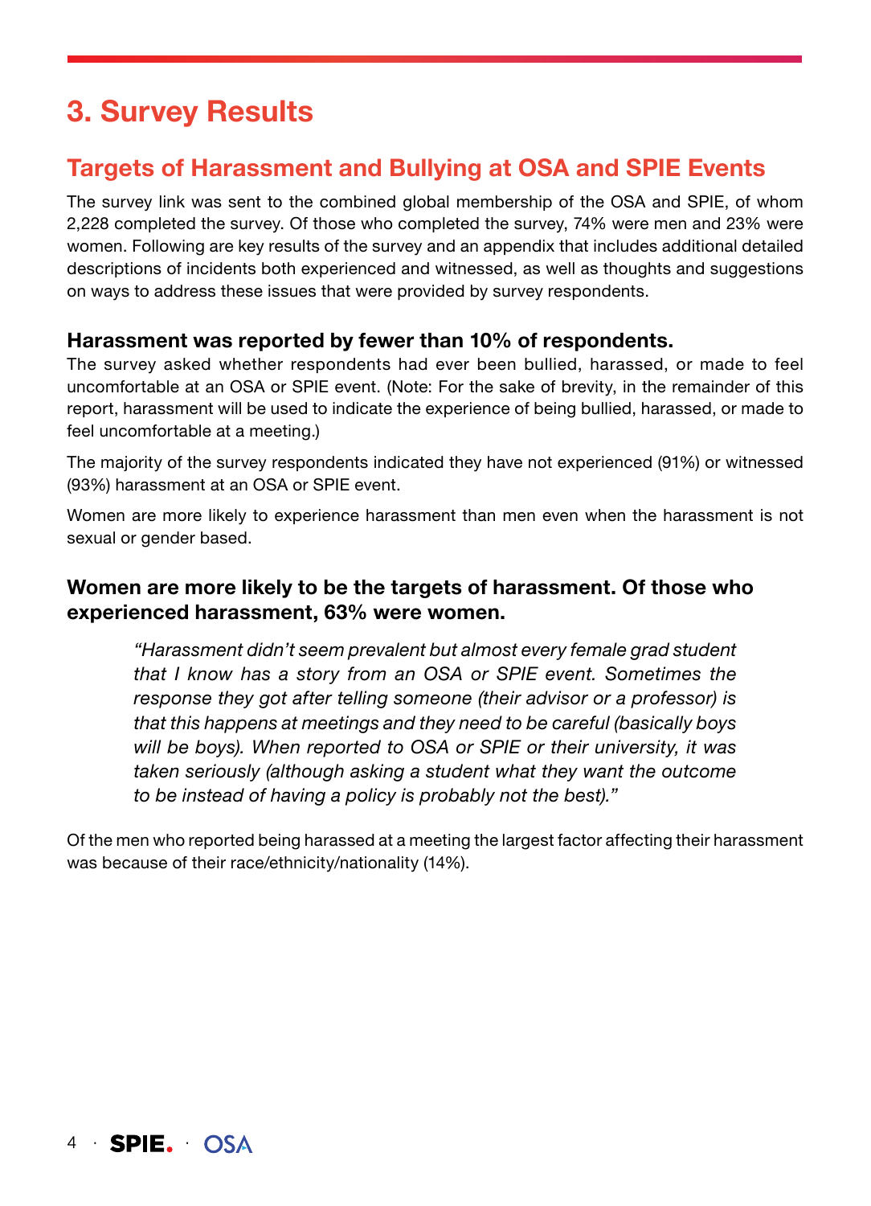# 3. Survey Results

## Targets of Harassment and Bullying at OSA and SPIE Events

The survey link was sent to the combined global membership of the OSA and SPIE, of whom 2,228 completed the survey. Of those who completed the survey, 74% were men and 23% were women. Following are key results of the survey and an appendix that includes additional detailed descriptions of incidents both experienced and witnessed, as well as thoughts and suggestions on ways to address these issues that were provided by survey respondents.

### Harassment was reported by fewer than 10% of respondents.

The survey asked whether respondents had ever been bullied, harassed, or made to feel uncomfortable at an OSA or SPIE event. (Note: For the sake of brevity, in the remainder of this report, harassment will be used to indicate the experience of being bullied, harassed, or made to feel uncomfortable at a meeting.)

The majority of the survey respondents indicated they have not experienced (91%) or witnessed (93%) harassment at an OSA or SPIE event.

Women are more likely to experience harassment than men even when the harassment is not sexual or gender based.

### Women are more likely to be the targets of harassment. Of those who experienced harassment, 63% were women.

> *"Harassment didn't seem prevalent but almost every female grad student that I know has a story from an OSA or SPIE event. Sometimes the response they got after telling someone (their advisor or a professor) is that this happens at meetings and they need to be careful (basically boys will be boys). When reported to OSA or SPIE or their university, it was taken seriously (although asking a student what they want the outcome to be instead of having a policy is probably not the best)."*

Of the men who reported being harassed at a meeting the largest factor affecting their harassment was because of their race/ethnicity/nationality (14%).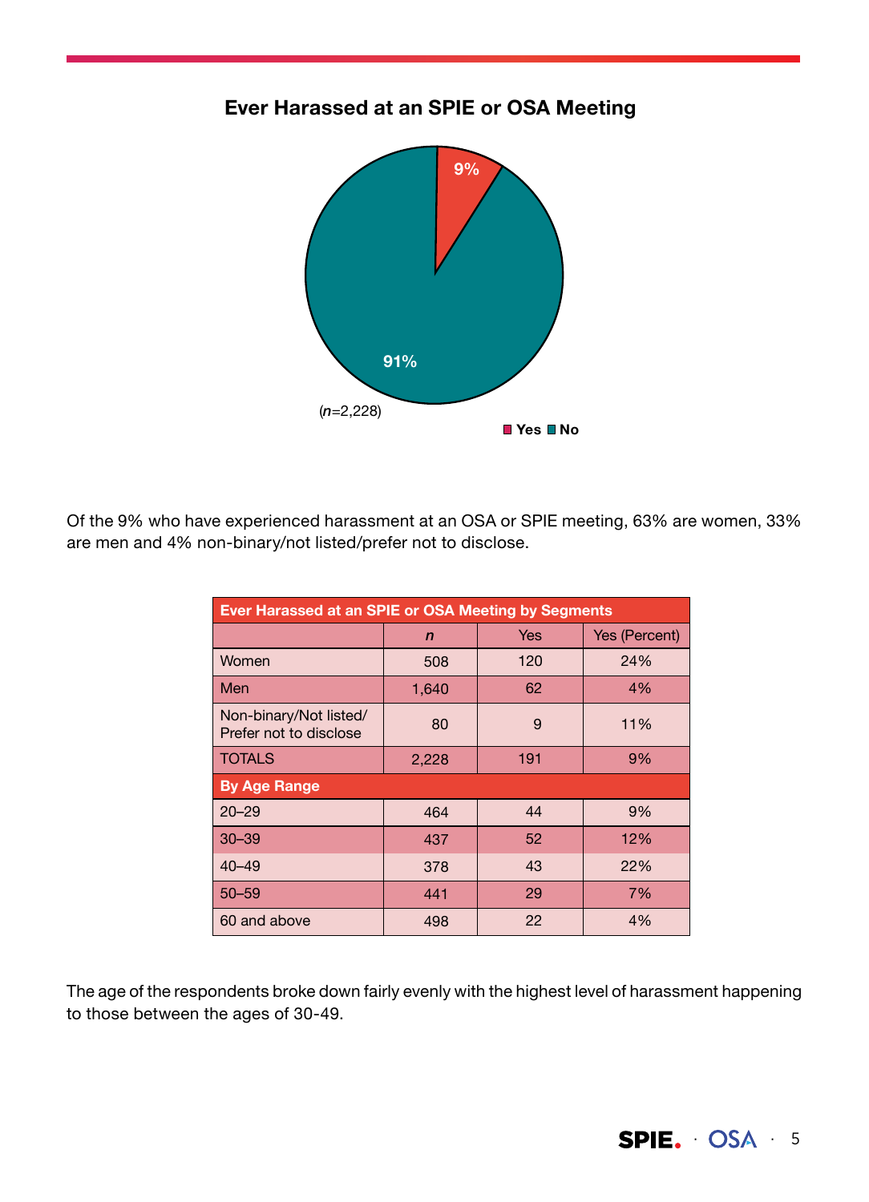## Ever Harassed at an SPIE or OSA Meeting

9%

91%

(*n*=2,228)

Yes No

Of the 9% who have experienced harassment at an OSA or SPIE meeting, 63% are women, 33% are men and 4% non-binary/not listed/prefer not to disclose.

| Ever Harassed at an SPIE or OSA Meeting by Segments | | | |
|---|---|---|---|
| | *n* | Yes | Yes (Percent) |
| Women | 508 | 120 | 24% |
| Men | 1,640 | 62 | 4% |
| Non-binary/Not listed/ Prefer not to disclose | 80 | 9 | 11% |
| TOTALS | 2,228 | 191 | 9% |
| **By Age Range** | | | |
| 20–29 | 464 | 44 | 9% |
| 30–39 | 437 | 52 | 12% |
| 40–49 | 378 | 43 | 22% |
| 50–59 | 441 | 29 | 7% |
| 60 and above | 498 | 22 | 4% |

The age of the respondents broke down fairly evenly with the highest level of harassment happening to those between the ages of 30-49.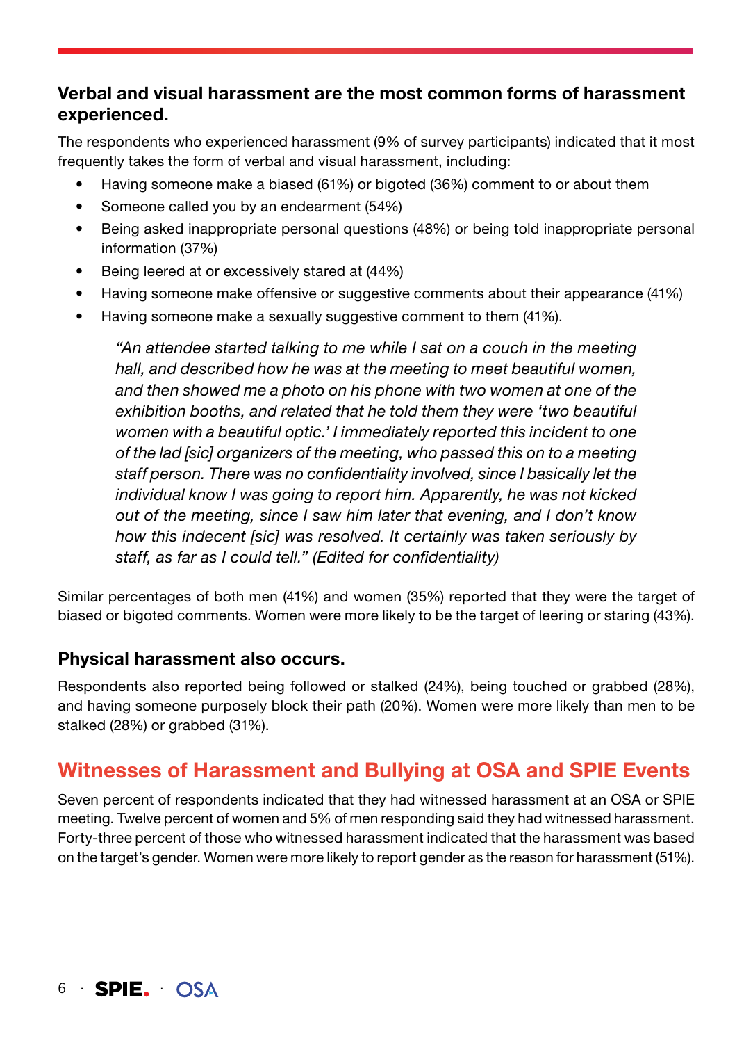### Verbal and visual harassment are the most common forms of harassment experienced.

The respondents who experienced harassment (9% of survey participants) indicated that it most frequently takes the form of verbal and visual harassment, including:

- Having someone make a biased (61%) or bigoted (36%) comment to or about them
- Someone called you by an endearment (54%)
- Being asked inappropriate personal questions (48%) or being told inappropriate personal information (37%)
- Being leered at or excessively stared at (44%)
- Having someone make offensive or suggestive comments about their appearance (41%)
- Having someone make a sexually suggestive comment to them (41%).

> *"An attendee started talking to me while I sat on a couch in the meeting hall, and described how he was at the meeting to meet beautiful women, and then showed me a photo on his phone with two women at one of the exhibition booths, and related that he told them they were 'two beautiful women with a beautiful optic.' I immediately reported this incident to one of the lad [sic] organizers of the meeting, who passed this on to a meeting staff person. There was no confidentiality involved, since I basically let the individual know I was going to report him. Apparently, he was not kicked out of the meeting, since I saw him later that evening, and I don't know how this indecent [sic] was resolved. It certainly was taken seriously by staff, as far as I could tell." (Edited for confidentiality)*

Similar percentages of both men (41%) and women (35%) reported that they were the target of biased or bigoted comments. Women were more likely to be the target of leering or staring (43%).

### Physical harassment also occurs.

Respondents also reported being followed or stalked (24%), being touched or grabbed (28%), and having someone purposely block their path (20%). Women were more likely than men to be stalked (28%) or grabbed (31%).

## Witnesses of Harassment and Bullying at OSA and SPIE Events

Seven percent of respondents indicated that they had witnessed harassment at an OSA or SPIE meeting. Twelve percent of women and 5% of men responding said they had witnessed harassment. Forty-three percent of those who witnessed harassment indicated that the harassment was based on the target's gender. Women were more likely to report gender as the reason for harassment (51%).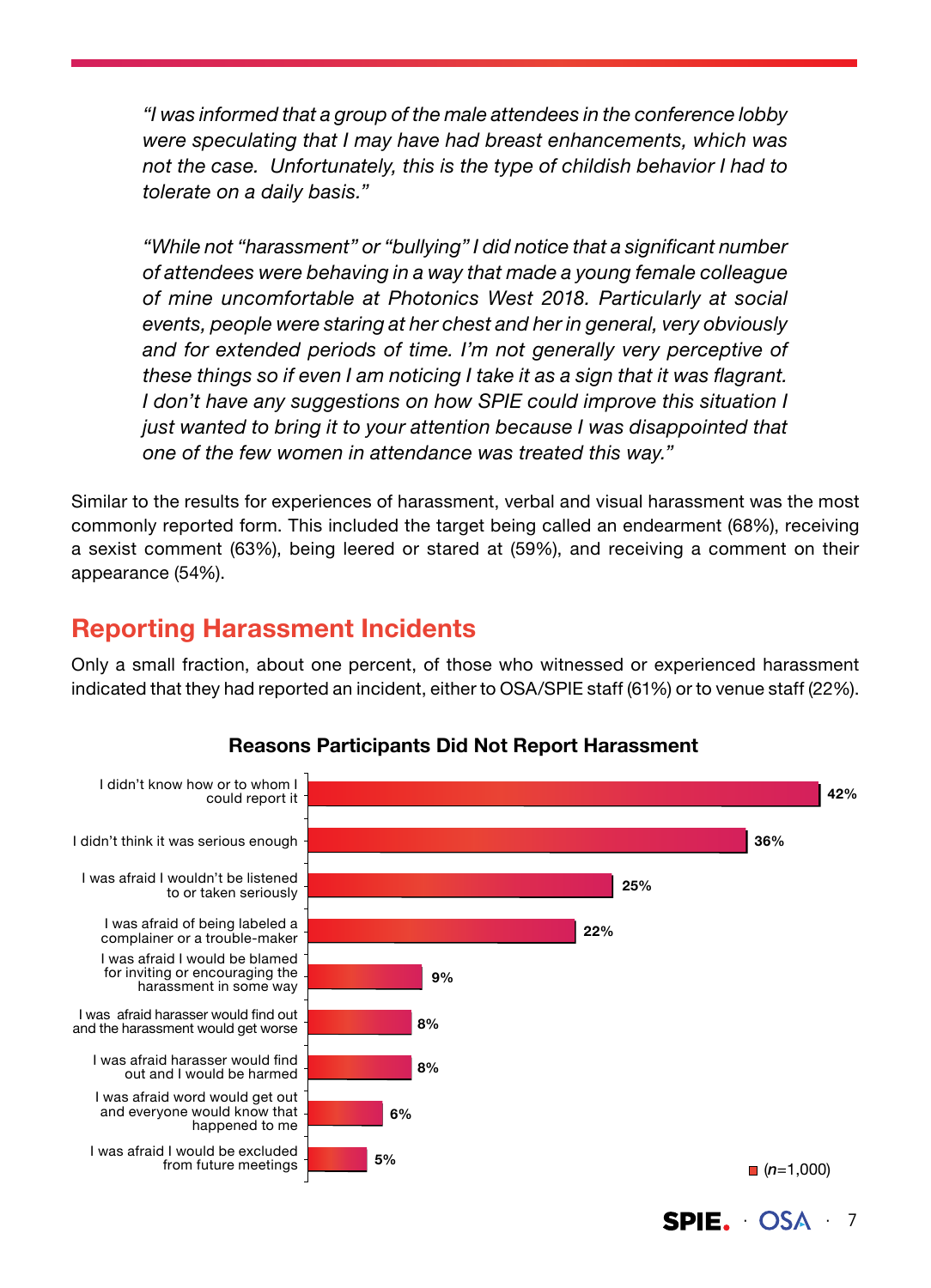*"I was informed that a group of the male attendees in the conference lobby were speculating that I may have had breast enhancements, which was not the case. Unfortunately, this is the type of childish behavior I had to tolerate on a daily basis."*

*"While not "harassment" or "bullying" I did notice that a significant number of attendees were behaving in a way that made a young female colleague of mine uncomfortable at Photonics West 2018. Particularly at social events, people were staring at her chest and her in general, very obviously and for extended periods of time. I'm not generally very perceptive of these things so if even I am noticing I take it as a sign that it was flagrant. I don't have any suggestions on how SPIE could improve this situation I just wanted to bring it to your attention because I was disappointed that one of the few women in attendance was treated this way."*

Similar to the results for experiences of harassment, verbal and visual harassment was the most commonly reported form. This included the target being called an endearment (68%), receiving a sexist comment (63%), being leered or stared at (59%), and receiving a comment on their appearance (54%).

## Reporting Harassment Incidents

Only a small fraction, about one percent, of those who witnessed or experienced harassment indicated that they had reported an incident, either to OSA/SPIE staff (61%) or to venue staff (22%).

**Reasons Participants Did Not Report Harassment**

| Reason | % |
|---|---|
| I didn't know how or to whom I could report it | 42% |
| I didn't think it was serious enough | 36% |
| I was afraid I wouldn't be listened to or taken seriously | 25% |
| I was afraid of being labeled a complainer or a trouble-maker | 22% |
| I was afraid I would be blamed for inviting or encouraging the harassment in some way | 9% |
| I was afraid harasser would find out and the harassment would get worse | 8% |
| I was afraid harasser would find out and I would be harmed | 8% |
| I was afraid word would get out and everyone would know that happened to me | 6% |
| I was afraid I would be excluded from future meetings | 5% |

(*n*=1,000)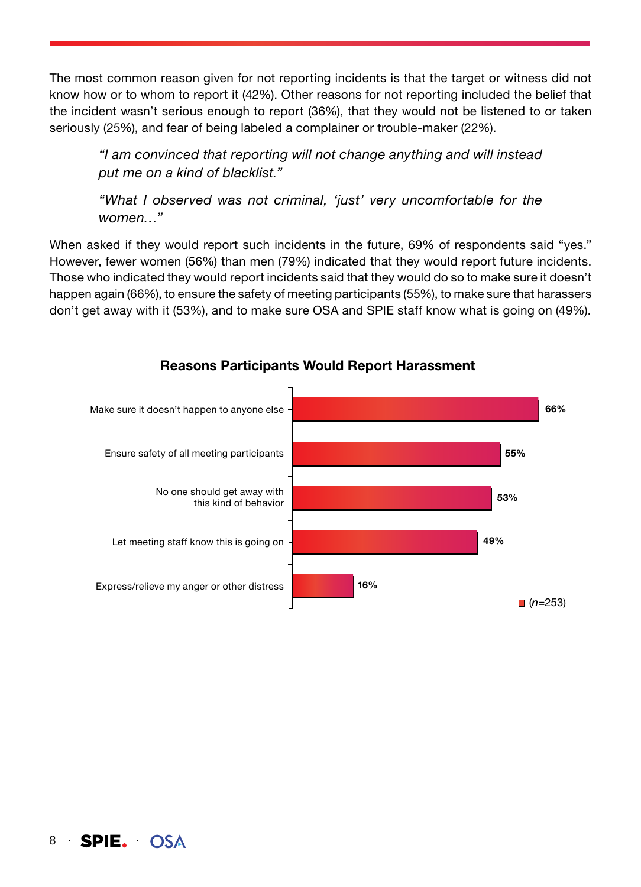The most common reason given for not reporting incidents is that the target or witness did not know how or to whom to report it (42%). Other reasons for not reporting included the belief that the incident wasn't serious enough to report (36%), that they would not be listened to or taken seriously (25%), and fear of being labeled a complainer or trouble-maker (22%).

> *"I am convinced that reporting will not change anything and will instead put me on a kind of blacklist."*

> *"What I observed was not criminal, 'just' very uncomfortable for the women…"*

When asked if they would report such incidents in the future, 69% of respondents said "yes." However, fewer women (56%) than men (79%) indicated that they would report future incidents. Those who indicated they would report incidents said that they would do so to make sure it doesn't happen again (66%), to ensure the safety of meeting participants (55%), to make sure that harassers don't get away with it (53%), and to make sure OSA and SPIE staff know what is going on (49%).

**Reasons Participants Would Report Harassment**

| Reason | % |
|---|---|
| Make sure it doesn't happen to anyone else | 66% |
| Ensure safety of all meeting participants | 55% |
| No one should get away with this kind of behavior | 53% |
| Let meeting staff know this is going on | 49% |
| Express/relieve my anger or other distress | 16% |

(*n*=253)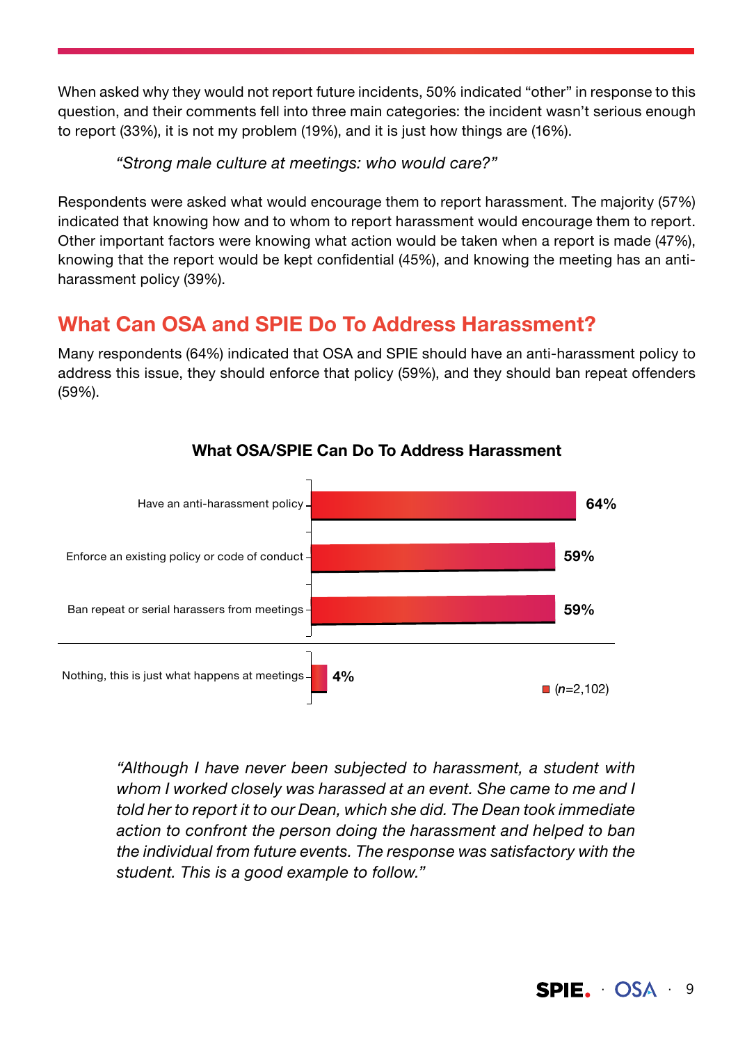When asked why they would not report future incidents, 50% indicated "other" in response to this question, and their comments fell into three main categories: the incident wasn't serious enough to report (33%), it is not my problem (19%), and it is just how things are (16%).

> *"Strong male culture at meetings: who would care?"*

Respondents were asked what would encourage them to report harassment. The majority (57%) indicated that knowing how and to whom to report harassment would encourage them to report. Other important factors were knowing what action would be taken when a report is made (47%), knowing that the report would be kept confidential (45%), and knowing the meeting has an anti-harassment policy (39%).

## What Can OSA and SPIE Do To Address Harassment?

Many respondents (64%) indicated that OSA and SPIE should have an anti-harassment policy to address this issue, they should enforce that policy (59%), and they should ban repeat offenders (59%).

**What OSA/SPIE Can Do To Address Harassment**

| Response | Percent |
| --- | --- |
| Have an anti-harassment policy | 64% |
| Enforce an existing policy or code of conduct | 59% |
| Ban repeat or serial harassers from meetings | 59% |
| Nothing, this is just what happens at meetings | 4% |

(*n*=2,102)

> *"Although I have never been subjected to harassment, a student with whom I worked closely was harassed at an event. She came to me and I told her to report it to our Dean, which she did. The Dean took immediate action to confront the person doing the harassment and helped to ban the individual from future events. The response was satisfactory with the student. This is a good example to follow."*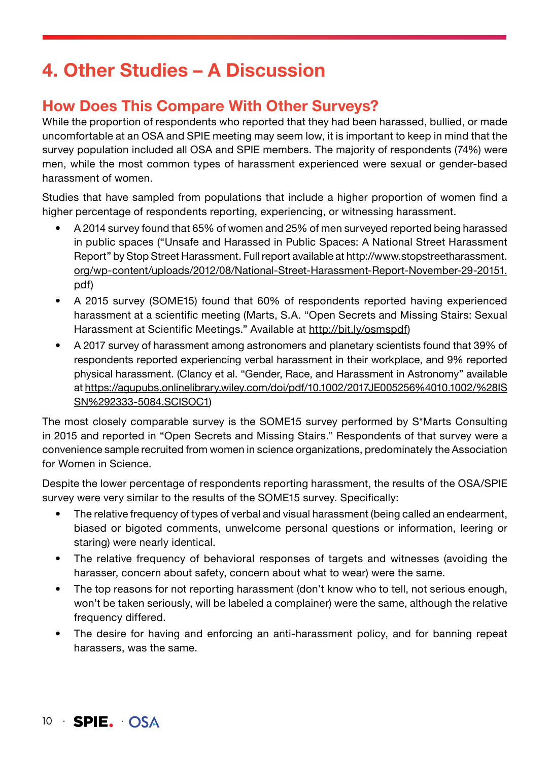# 4. Other Studies – A Discussion

## How Does This Compare With Other Surveys?

While the proportion of respondents who reported that they had been harassed, bullied, or made uncomfortable at an OSA and SPIE meeting may seem low, it is important to keep in mind that the survey population included all OSA and SPIE members. The majority of respondents (74%) were men, while the most common types of harassment experienced were sexual or gender-based harassment of women.

Studies that have sampled from populations that include a higher proportion of women find a higher percentage of respondents reporting, experiencing, or witnessing harassment.

- A 2014 survey found that 65% of women and 25% of men surveyed reported being harassed in public spaces ("Unsafe and Harassed in Public Spaces: A National Street Harassment Report" by Stop Street Harassment. Full report available at http://www.stopstreetharassment.org/wp-content/uploads/2012/08/National-Street-Harassment-Report-November-29-20151.pdf)
- A 2015 survey (SOME15) found that 60% of respondents reported having experienced harassment at a scientific meeting (Marts, S.A. "Open Secrets and Missing Stairs: Sexual Harassment at Scientific Meetings." Available at http://bit.ly/osmspdf)
- A 2017 survey of harassment among astronomers and planetary scientists found that 39% of respondents reported experiencing verbal harassment in their workplace, and 9% reported physical harassment. (Clancy et al. "Gender, Race, and Harassment in Astronomy" available at https://agupubs.onlinelibrary.wiley.com/doi/pdf/10.1002/2017JE005256%4010.1002/%28ISSN%292333-5084.SCISOC1)

The most closely comparable survey is the SOME15 survey performed by S*Marts Consulting in 2015 and reported in "Open Secrets and Missing Stairs." Respondents of that survey were a convenience sample recruited from women in science organizations, predominately the Association for Women in Science.

Despite the lower percentage of respondents reporting harassment, the results of the OSA/SPIE survey were very similar to the results of the SOME15 survey. Specifically:

- The relative frequency of types of verbal and visual harassment (being called an endearment, biased or bigoted comments, unwelcome personal questions or information, leering or staring) were nearly identical.
- The relative frequency of behavioral responses of targets and witnesses (avoiding the harasser, concern about safety, concern about what to wear) were the same.
- The top reasons for not reporting harassment (don't know who to tell, not serious enough, won't be taken seriously, will be labeled a complainer) were the same, although the relative frequency differed.
- The desire for having and enforcing an anti-harassment policy, and for banning repeat harassers, was the same.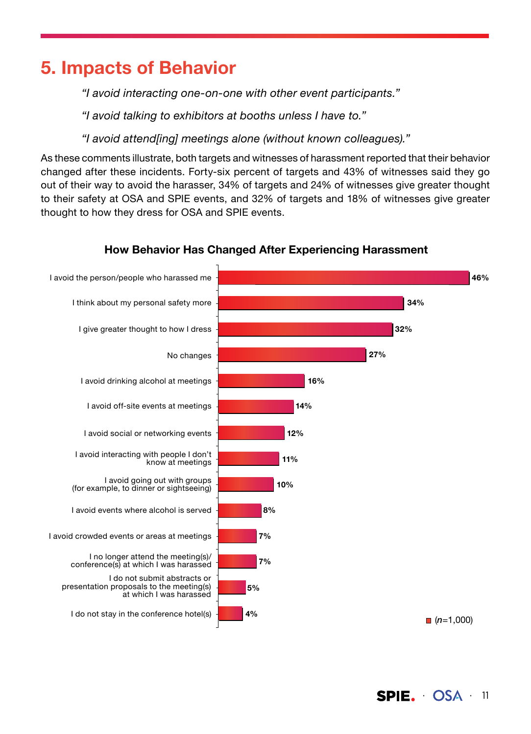# 5. Impacts of Behavior

*"I avoid interacting one-on-one with other event participants."*

*"I avoid talking to exhibitors at booths unless I have to."*

*"I avoid attend[ing] meetings alone (without known colleagues)."*

As these comments illustrate, both targets and witnesses of harassment reported that their behavior changed after these incidents. Forty-six percent of targets and 43% of witnesses said they go out of their way to avoid the harasser, 34% of targets and 24% of witnesses give greater thought to their safety at OSA and SPIE events, and 32% of targets and 18% of witnesses give greater thought to how they dress for OSA and SPIE events.

**How Behavior Has Changed After Experiencing Harassment**

| Behavior change | Percent |
|---|---|
| I avoid the person/people who harassed me | 46% |
| I think about my personal safety more | 34% |
| I give greater thought to how I dress | 32% |
| No changes | 27% |
| I avoid drinking alcohol at meetings | 16% |
| I avoid off-site events at meetings | 14% |
| I avoid social or networking events | 12% |
| I avoid interacting with people I don't know at meetings | 11% |
| I avoid going out with groups (for example, to dinner or sightseeing) | 10% |
| I avoid events where alcohol is served | 8% |
| I avoid crowded events or areas at meetings | 7% |
| I no longer attend the meeting(s)/ conference(s) at which I was harassed | 7% |
| I do not submit abstracts or presentation proposals to the meeting(s) at which I was harassed | 5% |
| I do not stay in the conference hotel(s) | 4% |

(*n*=1,000)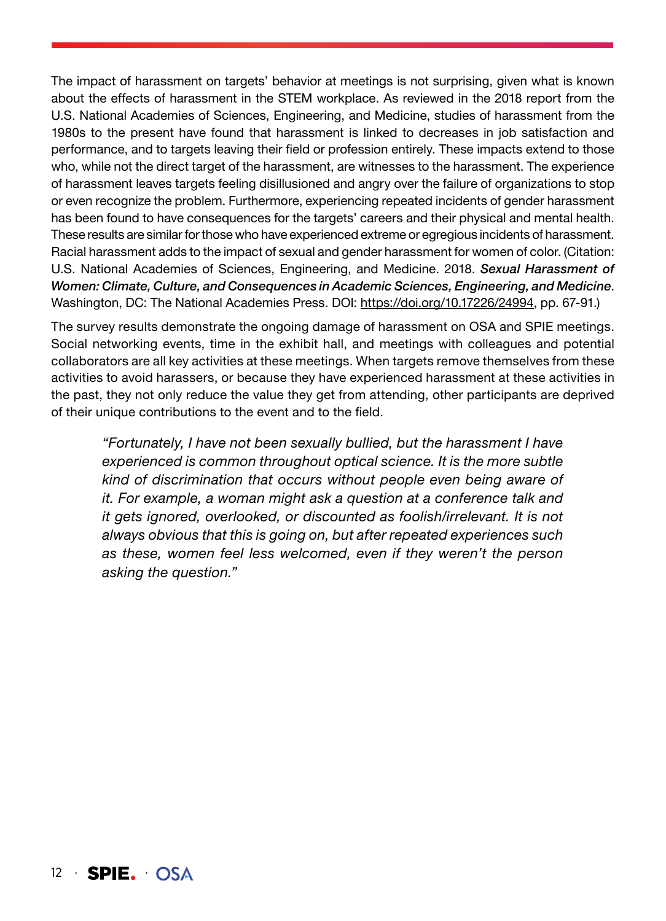The impact of harassment on targets' behavior at meetings is not surprising, given what is known about the effects of harassment in the STEM workplace. As reviewed in the 2018 report from the U.S. National Academies of Sciences, Engineering, and Medicine, studies of harassment from the 1980s to the present have found that harassment is linked to decreases in job satisfaction and performance, and to targets leaving their field or profession entirely. These impacts extend to those who, while not the direct target of the harassment, are witnesses to the harassment. The experience of harassment leaves targets feeling disillusioned and angry over the failure of organizations to stop or even recognize the problem. Furthermore, experiencing repeated incidents of gender harassment has been found to have consequences for the targets' careers and their physical and mental health. These results are similar for those who have experienced extreme or egregious incidents of harassment. Racial harassment adds to the impact of sexual and gender harassment for women of color. (Citation: U.S. National Academies of Sciences, Engineering, and Medicine. 2018. ***Sexual Harassment of Women: Climate, Culture, and Consequences in Academic Sciences, Engineering, and Medicine***. Washington, DC: The National Academies Press. DOI: https://doi.org/10.17226/24994, pp. 67-91.)

The survey results demonstrate the ongoing damage of harassment on OSA and SPIE meetings. Social networking events, time in the exhibit hall, and meetings with colleagues and potential collaborators are all key activities at these meetings. When targets remove themselves from these activities to avoid harassers, or because they have experienced harassment at these activities in the past, they not only reduce the value they get from attending, other participants are deprived of their unique contributions to the event and to the field.

> *"Fortunately, I have not been sexually bullied, but the harassment I have experienced is common throughout optical science. It is the more subtle kind of discrimination that occurs without people even being aware of it. For example, a woman might ask a question at a conference talk and it gets ignored, overlooked, or discounted as foolish/irrelevant. It is not always obvious that this is going on, but after repeated experiences such as these, women feel less welcomed, even if they weren't the person asking the question."*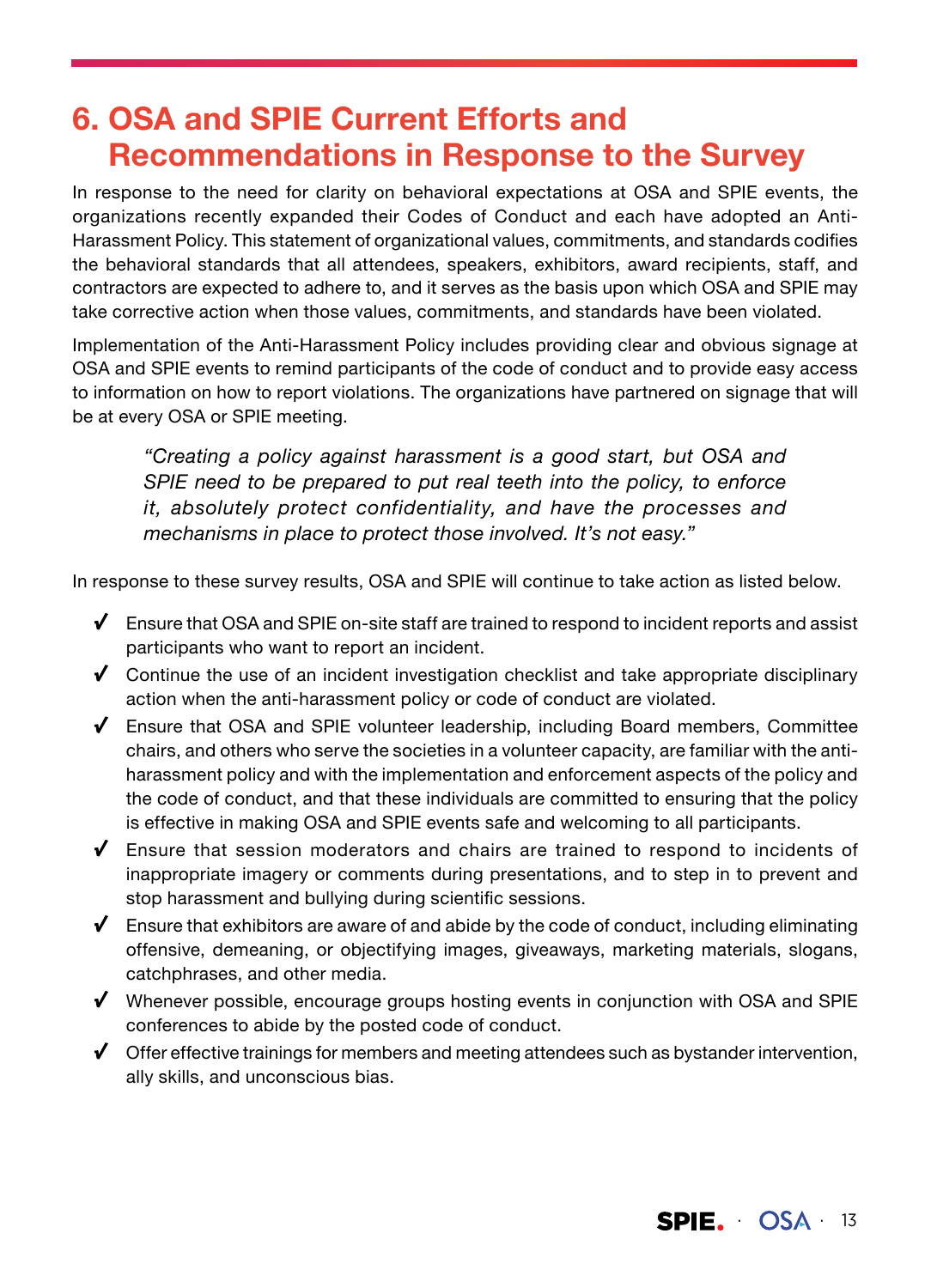# 6. OSA and SPIE Current Efforts and Recommendations in Response to the Survey

In response to the need for clarity on behavioral expectations at OSA and SPIE events, the organizations recently expanded their Codes of Conduct and each have adopted an Anti-Harassment Policy. This statement of organizational values, commitments, and standards codifies the behavioral standards that all attendees, speakers, exhibitors, award recipients, staff, and contractors are expected to adhere to, and it serves as the basis upon which OSA and SPIE may take corrective action when those values, commitments, and standards have been violated.

Implementation of the Anti-Harassment Policy includes providing clear and obvious signage at OSA and SPIE events to remind participants of the code of conduct and to provide easy access to information on how to report violations. The organizations have partnered on signage that will be at every OSA or SPIE meeting.

> *"Creating a policy against harassment is a good start, but OSA and SPIE need to be prepared to put real teeth into the policy, to enforce it, absolutely protect confidentiality, and have the processes and mechanisms in place to protect those involved. It's not easy."*

In response to these survey results, OSA and SPIE will continue to take action as listed below.

- ✓ Ensure that OSA and SPIE on-site staff are trained to respond to incident reports and assist participants who want to report an incident.
- ✓ Continue the use of an incident investigation checklist and take appropriate disciplinary action when the anti-harassment policy or code of conduct are violated.
- ✓ Ensure that OSA and SPIE volunteer leadership, including Board members, Committee chairs, and others who serve the societies in a volunteer capacity, are familiar with the anti-harassment policy and with the implementation and enforcement aspects of the policy and the code of conduct, and that these individuals are committed to ensuring that the policy is effective in making OSA and SPIE events safe and welcoming to all participants.
- ✓ Ensure that session moderators and chairs are trained to respond to incidents of inappropriate imagery or comments during presentations, and to step in to prevent and stop harassment and bullying during scientific sessions.
- ✓ Ensure that exhibitors are aware of and abide by the code of conduct, including eliminating offensive, demeaning, or objectifying images, giveaways, marketing materials, slogans, catchphrases, and other media.
- ✓ Whenever possible, encourage groups hosting events in conjunction with OSA and SPIE conferences to abide by the posted code of conduct.
- ✓ Offer effective trainings for members and meeting attendees such as bystander intervention, ally skills, and unconscious bias.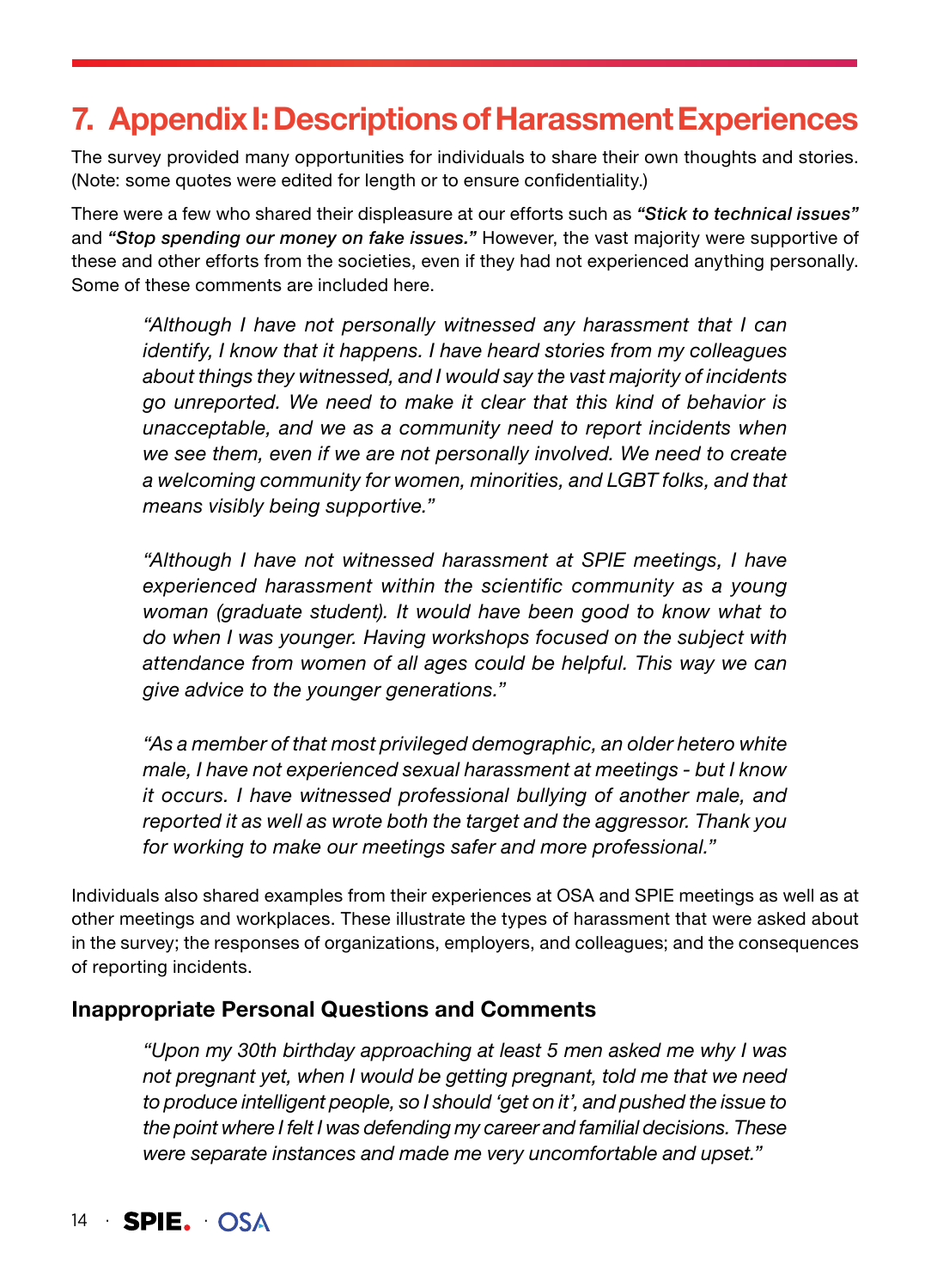# 7. Appendix I: Descriptions of Harassment Experiences

The survey provided many opportunities for individuals to share their own thoughts and stories. (Note: some quotes were edited for length or to ensure confidentiality.)

There were a few who shared their displeasure at our efforts such as ***"Stick to technical issues"*** and ***"Stop spending our money on fake issues."*** However, the vast majority were supportive of these and other efforts from the societies, even if they had not experienced anything personally. Some of these comments are included here.

> *"Although I have not personally witnessed any harassment that I can identify, I know that it happens. I have heard stories from my colleagues about things they witnessed, and I would say the vast majority of incidents go unreported. We need to make it clear that this kind of behavior is unacceptable, and we as a community need to report incidents when we see them, even if we are not personally involved. We need to create a welcoming community for women, minorities, and LGBT folks, and that means visibly being supportive."*

> *"Although I have not witnessed harassment at SPIE meetings, I have experienced harassment within the scientific community as a young woman (graduate student). It would have been good to know what to do when I was younger. Having workshops focused on the subject with attendance from women of all ages could be helpful. This way we can give advice to the younger generations."*

> *"As a member of that most privileged demographic, an older hetero white male, I have not experienced sexual harassment at meetings - but I know it occurs. I have witnessed professional bullying of another male, and reported it as well as wrote both the target and the aggressor. Thank you for working to make our meetings safer and more professional."*

Individuals also shared examples from their experiences at OSA and SPIE meetings as well as at other meetings and workplaces. These illustrate the types of harassment that were asked about in the survey; the responses of organizations, employers, and colleagues; and the consequences of reporting incidents.

### Inappropriate Personal Questions and Comments

> *"Upon my 30th birthday approaching at least 5 men asked me why I was not pregnant yet, when I would be getting pregnant, told me that we need to produce intelligent people, so I should 'get on it', and pushed the issue to the point where I felt I was defending my career and familial decisions. These were separate instances and made me very uncomfortable and upset."*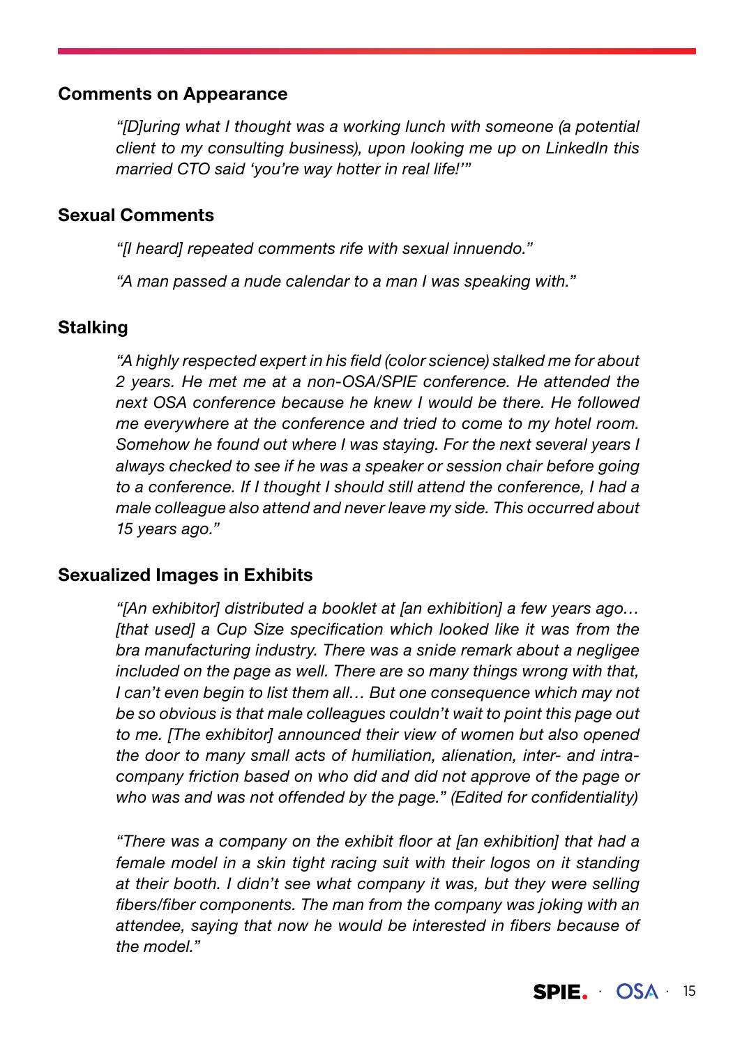### Comments on Appearance

*"[D]uring what I thought was a working lunch with someone (a potential client to my consulting business), upon looking me up on LinkedIn this married CTO said 'you're way hotter in real life!'"*

### Sexual Comments

*"[I heard] repeated comments rife with sexual innuendo."*

*"A man passed a nude calendar to a man I was speaking with."*

### Stalking

*"A highly respected expert in his field (color science) stalked me for about 2 years. He met me at a non-OSA/SPIE conference. He attended the next OSA conference because he knew I would be there. He followed me everywhere at the conference and tried to come to my hotel room. Somehow he found out where I was staying. For the next several years I always checked to see if he was a speaker or session chair before going to a conference. If I thought I should still attend the conference, I had a male colleague also attend and never leave my side. This occurred about 15 years ago."*

### Sexualized Images in Exhibits

*"[An exhibitor] distributed a booklet at [an exhibition] a few years ago… [that used] a Cup Size specification which looked like it was from the bra manufacturing industry. There was a snide remark about a negligee included on the page as well. There are so many things wrong with that, I can't even begin to list them all… But one consequence which may not be so obvious is that male colleagues couldn't wait to point this page out to me. [The exhibitor] announced their view of women but also opened the door to many small acts of humiliation, alienation, inter- and intra-company friction based on who did and did not approve of the page or who was and was not offended by the page." (Edited for confidentiality)*

*"There was a company on the exhibit floor at [an exhibition] that had a female model in a skin tight racing suit with their logos on it standing at their booth. I didn't see what company it was, but they were selling fibers/fiber components. The man from the company was joking with an attendee, saying that now he would be interested in fibers because of the model."*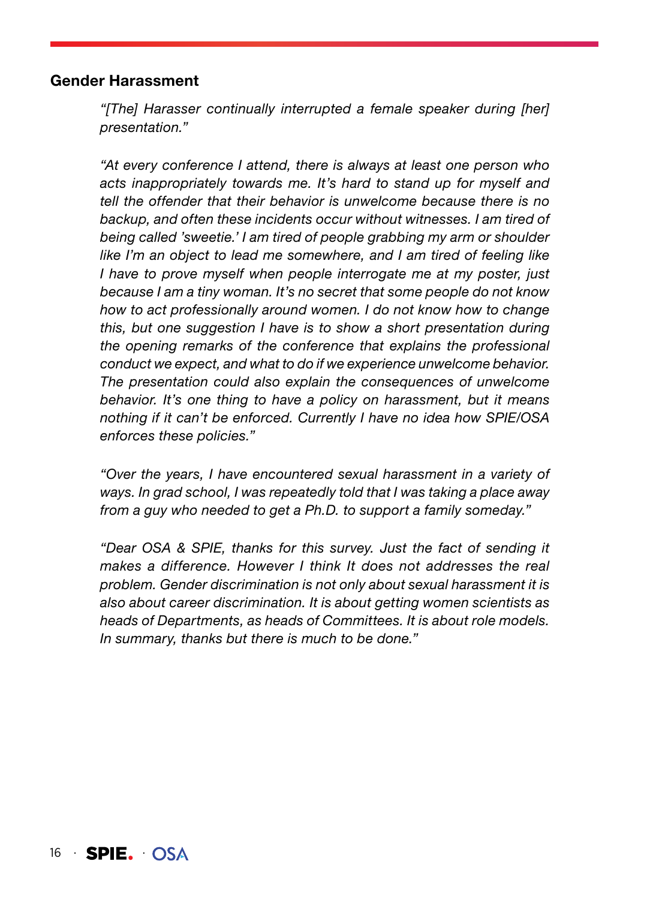## Gender Harassment

*"[The] Harasser continually interrupted a female speaker during [her] presentation."*

*"At every conference I attend, there is always at least one person who acts inappropriately towards me. It's hard to stand up for myself and tell the offender that their behavior is unwelcome because there is no backup, and often these incidents occur without witnesses. I am tired of being called 'sweetie.' I am tired of people grabbing my arm or shoulder like I'm an object to lead me somewhere, and I am tired of feeling like I have to prove myself when people interrogate me at my poster, just because I am a tiny woman. It's no secret that some people do not know how to act professionally around women. I do not know how to change this, but one suggestion I have is to show a short presentation during the opening remarks of the conference that explains the professional conduct we expect, and what to do if we experience unwelcome behavior. The presentation could also explain the consequences of unwelcome behavior. It's one thing to have a policy on harassment, but it means nothing if it can't be enforced. Currently I have no idea how SPIE/OSA enforces these policies."*

*"Over the years, I have encountered sexual harassment in a variety of ways. In grad school, I was repeatedly told that I was taking a place away from a guy who needed to get a Ph.D. to support a family someday."*

*"Dear OSA & SPIE, thanks for this survey. Just the fact of sending it makes a difference. However I think It does not addresses the real problem. Gender discrimination is not only about sexual harassment it is also about career discrimination. It is about getting women scientists as heads of Departments, as heads of Committees. It is about role models. In summary, thanks but there is much to be done."*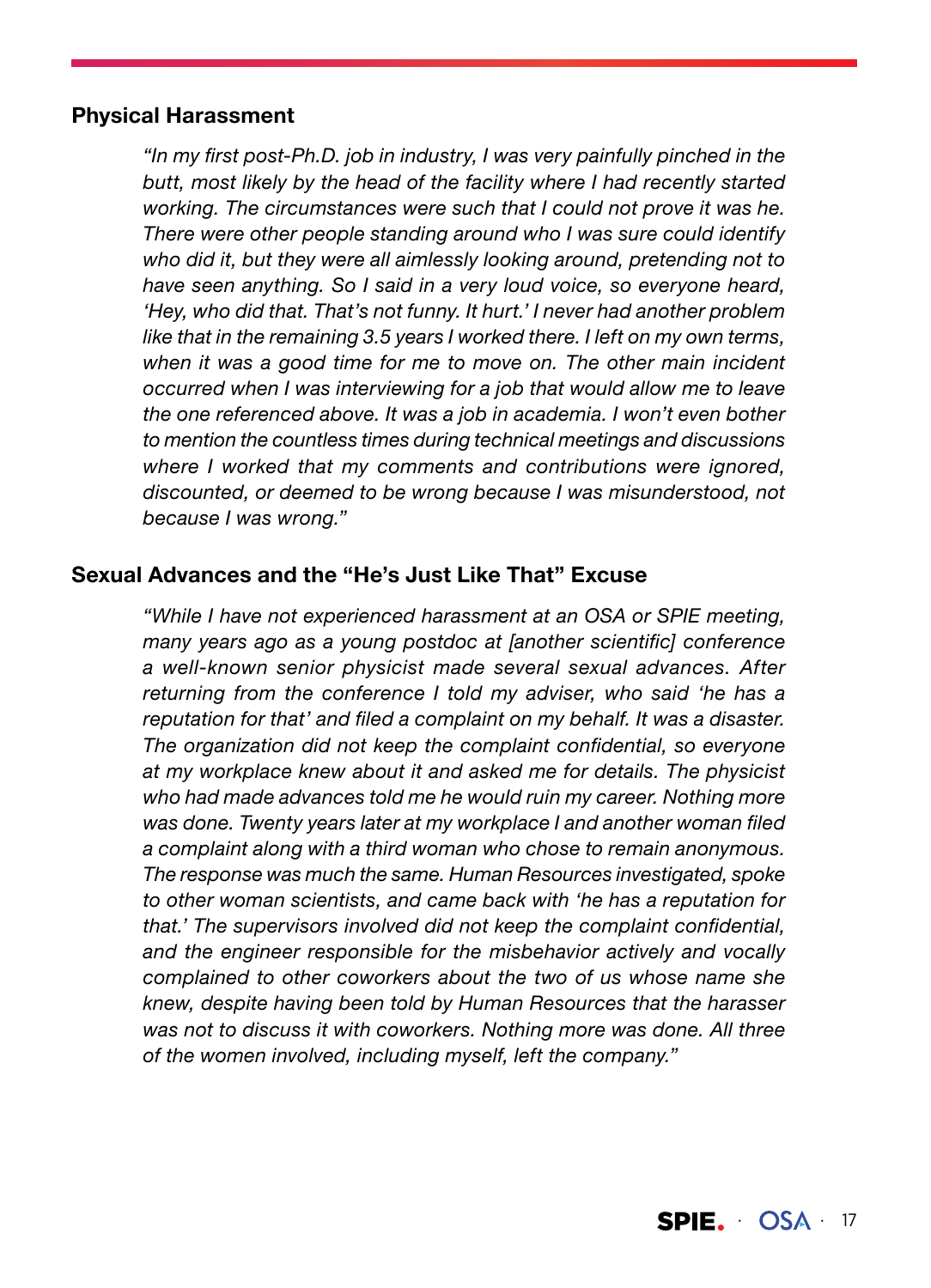## Physical Harassment

> *"In my first post-Ph.D. job in industry, I was very painfully pinched in the butt, most likely by the head of the facility where I had recently started working. The circumstances were such that I could not prove it was he. There were other people standing around who I was sure could identify who did it, but they were all aimlessly looking around, pretending not to have seen anything. So I said in a very loud voice, so everyone heard, 'Hey, who did that. That's not funny. It hurt.' I never had another problem like that in the remaining 3.5 years I worked there. I left on my own terms, when it was a good time for me to move on. The other main incident occurred when I was interviewing for a job that would allow me to leave the one referenced above. It was a job in academia. I won't even bother to mention the countless times during technical meetings and discussions where I worked that my comments and contributions were ignored, discounted, or deemed to be wrong because I was misunderstood, not because I was wrong."*

## Sexual Advances and the "He's Just Like That" Excuse

> *"While I have not experienced harassment at an OSA or SPIE meeting, many years ago as a young postdoc at [another scientific] conference a well-known senior physicist made several sexual advances. After returning from the conference I told my adviser, who said 'he has a reputation for that' and filed a complaint on my behalf. It was a disaster. The organization did not keep the complaint confidential, so everyone at my workplace knew about it and asked me for details. The physicist who had made advances told me he would ruin my career. Nothing more was done. Twenty years later at my workplace I and another woman filed a complaint along with a third woman who chose to remain anonymous. The response was much the same. Human Resources investigated, spoke to other woman scientists, and came back with 'he has a reputation for that.' The supervisors involved did not keep the complaint confidential, and the engineer responsible for the misbehavior actively and vocally complained to other coworkers about the two of us whose name she knew, despite having been told by Human Resources that the harasser was not to discuss it with coworkers. Nothing more was done. All three of the women involved, including myself, left the company."*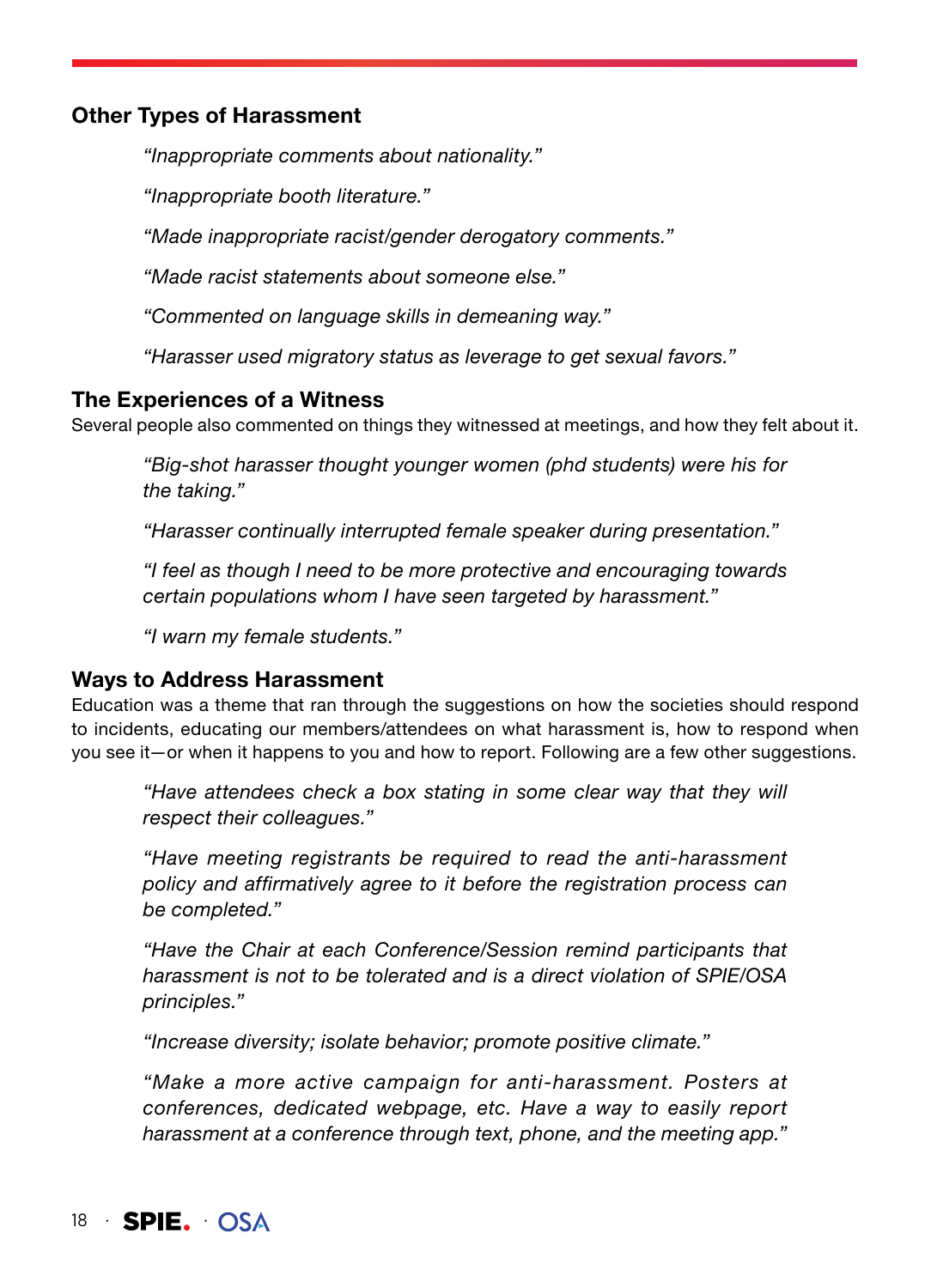### Other Types of Harassment

*"Inappropriate comments about nationality."*

*"Inappropriate booth literature."*

*"Made inappropriate racist/gender derogatory comments."*

*"Made racist statements about someone else."*

*"Commented on language skills in demeaning way."*

*"Harasser used migratory status as leverage to get sexual favors."*

### The Experiences of a Witness

Several people also commented on things they witnessed at meetings, and how they felt about it.

*"Big-shot harasser thought younger women (phd students) were his for the taking."*

*"Harasser continually interrupted female speaker during presentation."*

*"I feel as though I need to be more protective and encouraging towards certain populations whom I have seen targeted by harassment."*

*"I warn my female students."*

### Ways to Address Harassment

Education was a theme that ran through the suggestions on how the societies should respond to incidents, educating our members/attendees on what harassment is, how to respond when you see it—or when it happens to you and how to report. Following are a few other suggestions.

*"Have attendees check a box stating in some clear way that they will respect their colleagues."*

*"Have meeting registrants be required to read the anti-harassment policy and affirmatively agree to it before the registration process can be completed."*

*"Have the Chair at each Conference/Session remind participants that harassment is not to be tolerated and is a direct violation of SPIE/OSA principles."*

*"Increase diversity; isolate behavior; promote positive climate."*

*"Make a more active campaign for anti-harassment. Posters at conferences, dedicated webpage, etc. Have a way to easily report harassment at a conference through text, phone, and the meeting app."*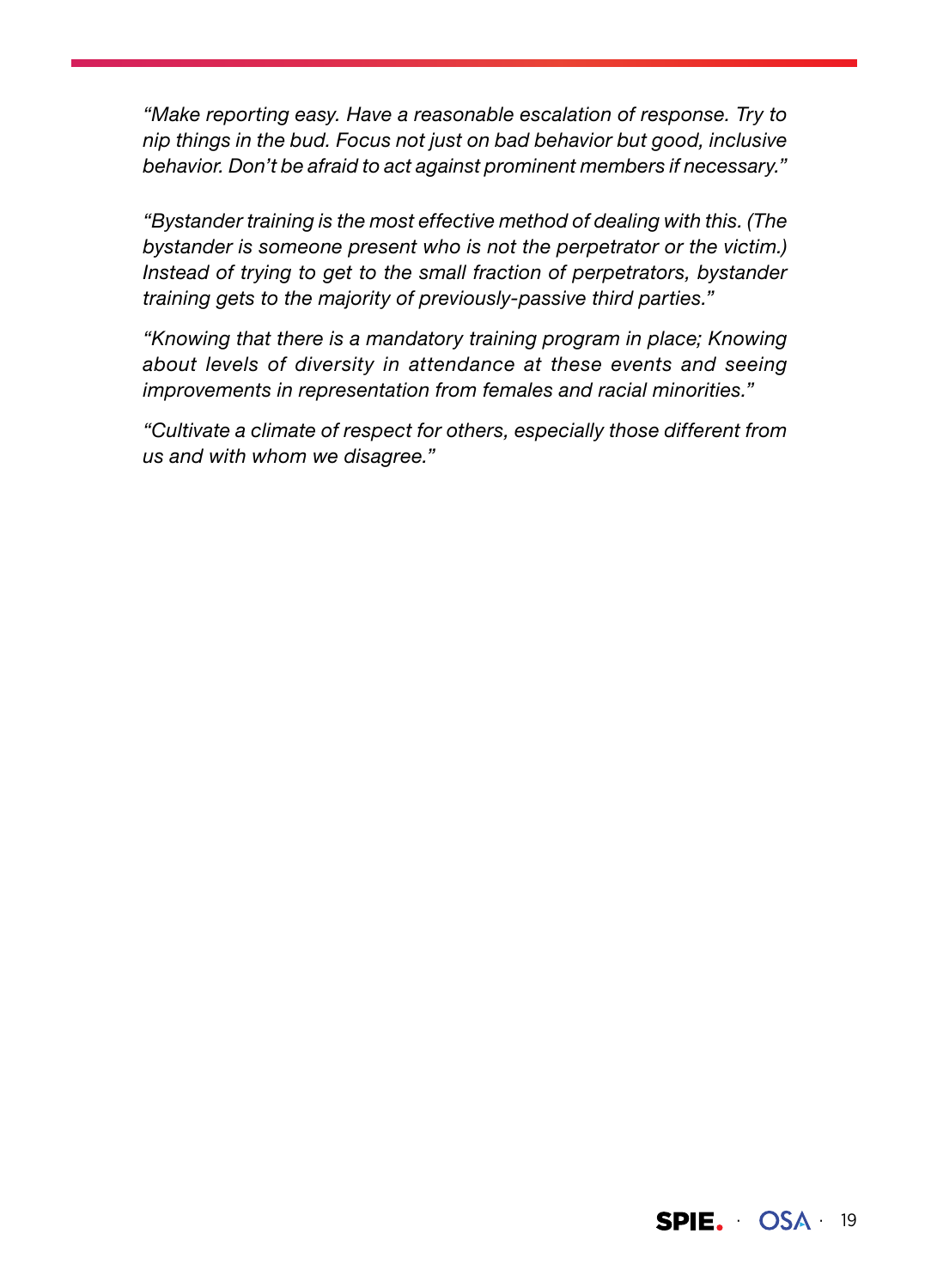*"Make reporting easy. Have a reasonable escalation of response. Try to nip things in the bud. Focus not just on bad behavior but good, inclusive behavior. Don't be afraid to act against prominent members if necessary."*

*"Bystander training is the most effective method of dealing with this. (The bystander is someone present who is not the perpetrator or the victim.) Instead of trying to get to the small fraction of perpetrators, bystander training gets to the majority of previously-passive third parties."*

*"Knowing that there is a mandatory training program in place; Knowing about levels of diversity in attendance at these events and seeing improvements in representation from females and racial minorities."*

*"Cultivate a climate of respect for others, especially those different from us and with whom we disagree."*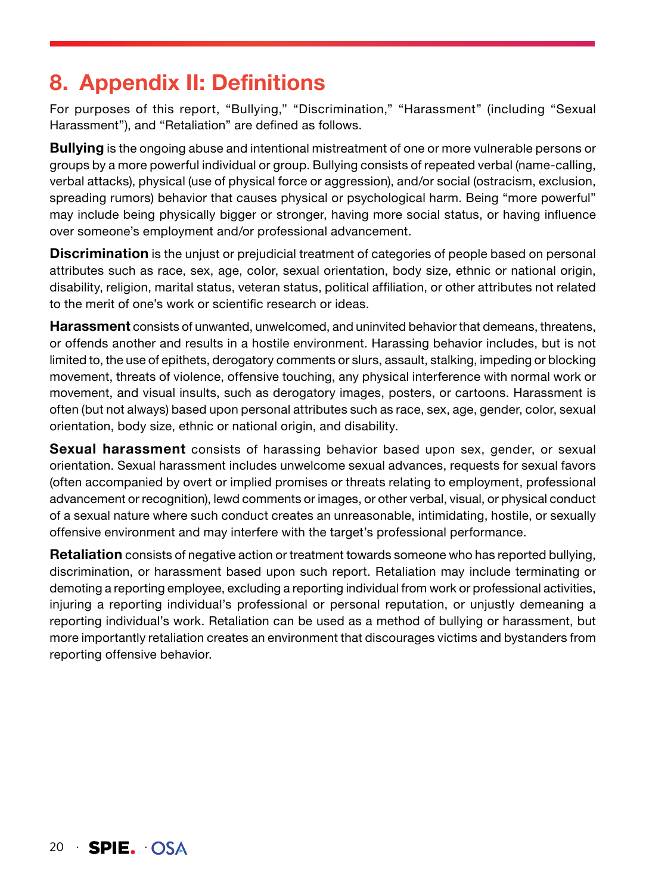# 8. Appendix II: Definitions

For purposes of this report, "Bullying," "Discrimination," "Harassment" (including "Sexual Harassment"), and "Retaliation" are defined as follows.

**Bullying** is the ongoing abuse and intentional mistreatment of one or more vulnerable persons or groups by a more powerful individual or group. Bullying consists of repeated verbal (name-calling, verbal attacks), physical (use of physical force or aggression), and/or social (ostracism, exclusion, spreading rumors) behavior that causes physical or psychological harm. Being "more powerful" may include being physically bigger or stronger, having more social status, or having influence over someone's employment and/or professional advancement.

**Discrimination** is the unjust or prejudicial treatment of categories of people based on personal attributes such as race, sex, age, color, sexual orientation, body size, ethnic or national origin, disability, religion, marital status, veteran status, political affiliation, or other attributes not related to the merit of one's work or scientific research or ideas.

**Harassment** consists of unwanted, unwelcomed, and uninvited behavior that demeans, threatens, or offends another and results in a hostile environment. Harassing behavior includes, but is not limited to, the use of epithets, derogatory comments or slurs, assault, stalking, impeding or blocking movement, threats of violence, offensive touching, any physical interference with normal work or movement, and visual insults, such as derogatory images, posters, or cartoons. Harassment is often (but not always) based upon personal attributes such as race, sex, age, gender, color, sexual orientation, body size, ethnic or national origin, and disability.

**Sexual harassment** consists of harassing behavior based upon sex, gender, or sexual orientation. Sexual harassment includes unwelcome sexual advances, requests for sexual favors (often accompanied by overt or implied promises or threats relating to employment, professional advancement or recognition), lewd comments or images, or other verbal, visual, or physical conduct of a sexual nature where such conduct creates an unreasonable, intimidating, hostile, or sexually offensive environment and may interfere with the target's professional performance.

**Retaliation** consists of negative action or treatment towards someone who has reported bullying, discrimination, or harassment based upon such report. Retaliation may include terminating or demoting a reporting employee, excluding a reporting individual from work or professional activities, injuring a reporting individual's professional or personal reputation, or unjustly demeaning a reporting individual's work. Retaliation can be used as a method of bullying or harassment, but more importantly retaliation creates an environment that discourages victims and bystanders from reporting offensive behavior.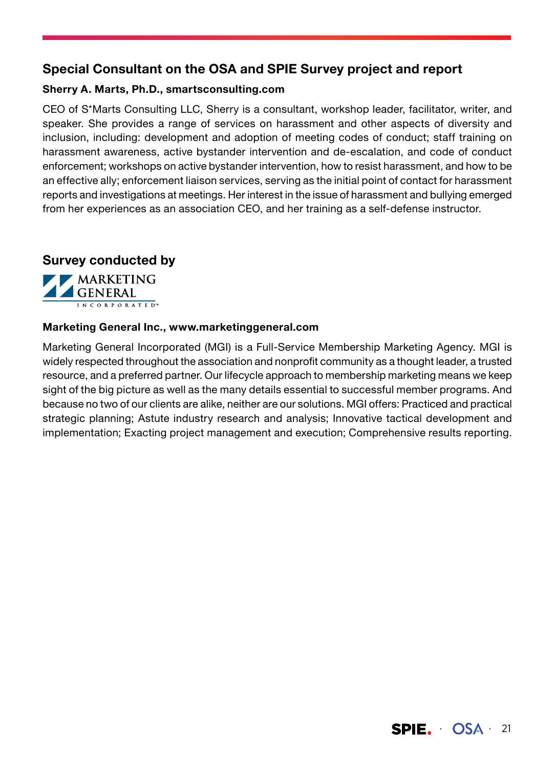## Special Consultant on the OSA and SPIE Survey project and report

**Sherry A. Marts, Ph.D., smartsconsulting.com**

CEO of S*Marts Consulting LLC, Sherry is a consultant, workshop leader, facilitator, writer, and speaker. She provides a range of services on harassment and other aspects of diversity and inclusion, including: development and adoption of meeting codes of conduct; staff training on harassment awareness, active bystander intervention and de-escalation, and code of conduct enforcement; workshops on active bystander intervention, how to resist harassment, and how to be an effective ally; enforcement liaison services, serving as the initial point of contact for harassment reports and investigations at meetings. Her interest in the issue of harassment and bullying emerged from her experiences as an association CEO, and her training as a self-defense instructor.

## Survey conducted by

MARKETING GENERAL INCORPORATED

**Marketing General Inc., www.marketinggeneral.com**

Marketing General Incorporated (MGI) is a Full-Service Membership Marketing Agency. MGI is widely respected throughout the association and nonprofit community as a thought leader, a trusted resource, and a preferred partner. Our lifecycle approach to membership marketing means we keep sight of the big picture as well as the many details essential to successful member programs. And because no two of our clients are alike, neither are our solutions. MGI offers: Practiced and practical strategic planning; Astute industry research and analysis; Innovative tactical development and implementation; Exacting project management and execution; Comprehensive results reporting.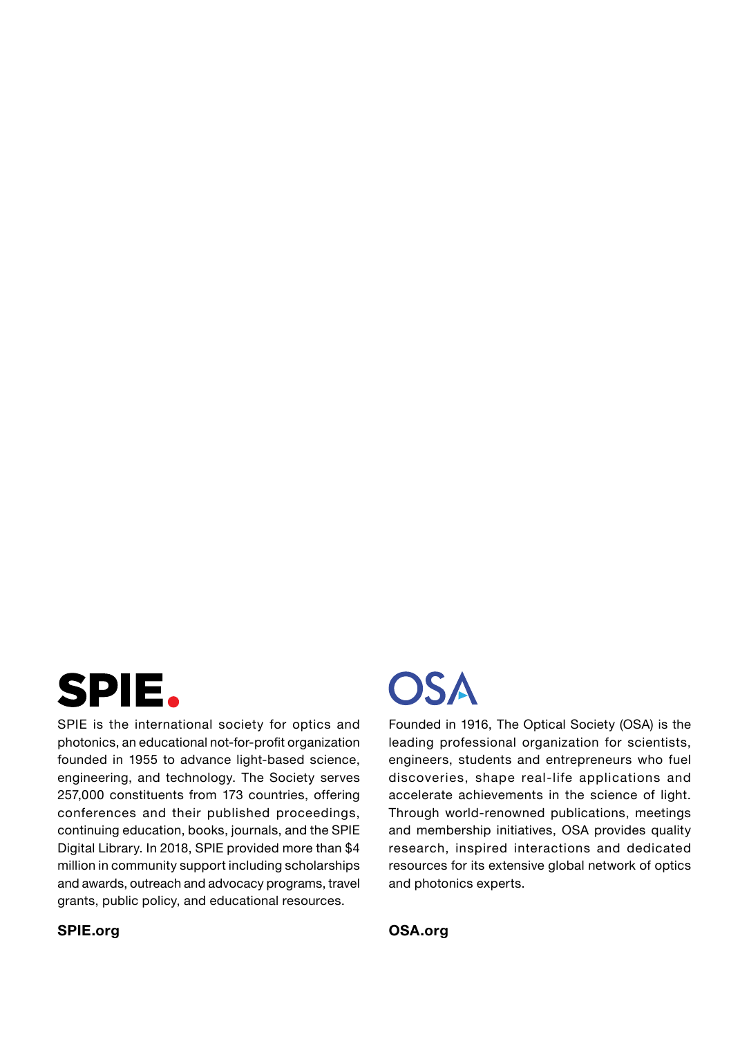# SPIE.

SPIE is the international society for optics and photonics, an educational not-for-profit organization founded in 1955 to advance light-based science, engineering, and technology. The Society serves 257,000 constituents from 173 countries, offering conferences and their published proceedings, continuing education, books, journals, and the SPIE Digital Library. In 2018, SPIE provided more than $4 million in community support including scholarships and awards, outreach and advocacy programs, travel grants, public policy, and educational resources.

**SPIE.org**

# OSA

Founded in 1916, The Optical Society (OSA) is the leading professional organization for scientists, engineers, students and entrepreneurs who fuel discoveries, shape real-life applications and accelerate achievements in the science of light. Through world-renowned publications, meetings and membership initiatives, OSA provides quality research, inspired interactions and dedicated resources for its extensive global network of optics and photonics experts.

**OSA.org**